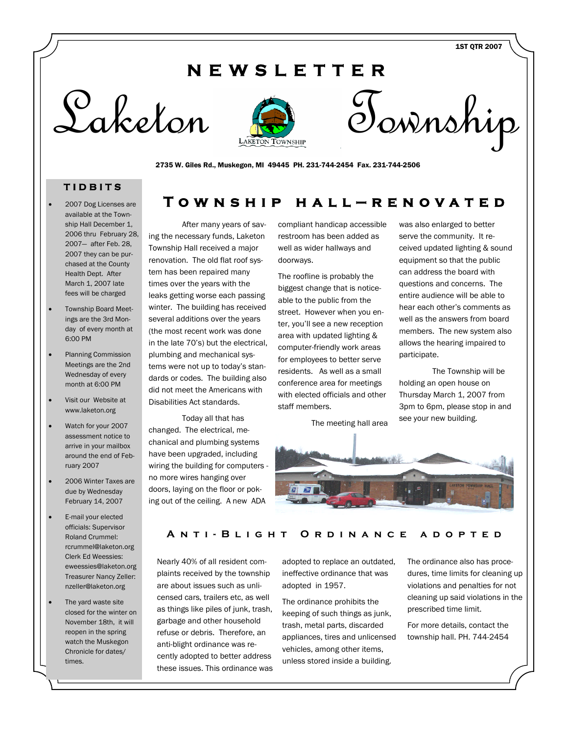1ST QTR 2007

# NEWSLETTER

# Laketon Township

2735 W. Giles Rd., Muskegon, MI 49445 PH. 231-744-2454 Fax. 231-744-2506

## TIDBITS

- 2007 Dog Licenses are available at the Township Hall December 1, 2006 thru February 28, 2007— after Feb. 28, 2007 they can be purchased at the County Health Dept. After March 1, 2007 late fees will be charged
- Township Board Meetings are the 3rd Monday of every month at 6:00 PM
- Planning Commission Meetings are the 2nd Wednesday of every month at 6:00 PM
- Visit our Website at www.laketon.org
- Watch for your 2007 assessment notice to arrive in your mailbox around the end of February 2007
- 2006 Winter Taxes are due by Wednesday February 14, 2007
- E-mail your elected officials: Supervisor Roland Crummel: rcrummel@laketon.org Clerk Ed Weessies: eweessies@laketon.org Treasurer Nancy Zeller: nzeller@laketon.org
- The yard waste site closed for the winter on November 18th, it will reopen in the spring watch the Muskegon Chronicle for dates/times.

## Township Hall—Renovated

After many years of saving the necessary funds, Laketon Township Hall received a major renovation. The old flat roof system has been repaired many times over the years with the leaks getting worse each passing winter. The building has received several additions over the years (the most recent work was done in the late 70's) but the electrical, plumbing and mechanical systems were not up to today's standards or codes. The building also did not meet the Americans with Disabilities Act standards.

Today all that has changed. The electrical, mechanical and plumbing systems have been upgraded, including wiring the building for computers - no more wires hanging over doors, laying on the floor or poking out of the ceiling. A new ADA compliant handicap accessible restroom has been added as well as wider hallways and doorways.

The roofline is probably the biggest change that is noticeable to the public from the street. However when you enter, you'll see a new reception area with updated lighting & computer-friendly work areas for employees to better serve residents. As well as a small conference area for meetings with elected officials and other staff members.

The meeting hall area was also enlarged to better serve the community. It received updated lighting & sound equipment so that the public can address the board with questions and concerns. The entire audience will be able to hear each other's comments as well as the answers from board members. The new system also allows the hearing impaired to participate.

The Township will be holding an open house on Thursday March 1, 2007 from 3pm to 6pm, please stop in and see your new building.

## Anti-Blight Ordinance adopted

Nearly 40% of all resident complaints received by the township are about issues such as unlicensed cars, trailers etc, as well as things like piles of junk, trash, garbage and other household refuse or debris. Therefore, an anti-blight ordinance was recently adopted to better address these issues. This ordinance was adopted to replace an outdated, ineffective ordinance that was adopted in 1957.

The ordinance prohibits the keeping of such things as junk, trash, metal parts, discarded appliances, tires and unlicensed vehicles, among other items, unless stored inside a building.

The ordinance also has procedures, time limits for cleaning up violations and penalties for not cleaning up said violations in the prescribed time limit.

For more details, contact the township hall. PH. 744-2454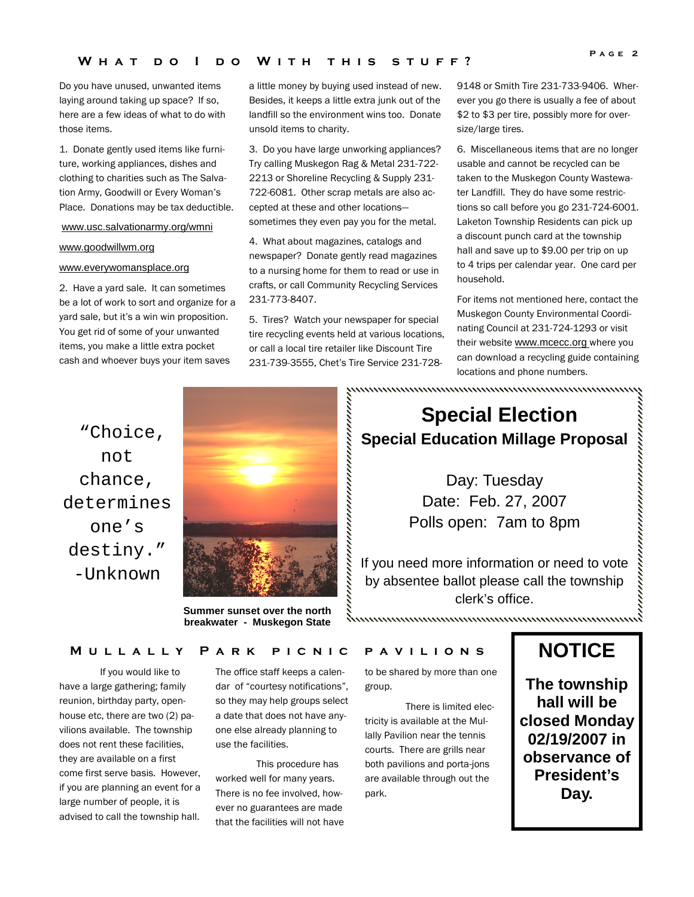## What do I do With this stuff?

Do you have unused, unwanted items laying around taking up space? If so, here are a few ideas of what to do with those items.

1. Donate gently used items like furniture, working appliances, dishes and clothing to charities such as The Salvation Army, Goodwill or Every Woman's Place. Donations may be tax deductible.

www.usc.salvationarmy.org/wmni

www.goodwillwm.org

www.everywomansplace.org

2. Have a yard sale. It can sometimes be a lot of work to sort and organize for a yard sale, but it's a win win proposition. You get rid of some of your unwanted items, you make a little extra pocket cash and whoever buys your item saves a little money by buying used instead of new. Besides, it keeps a little extra junk out of the landfill so the environment wins too. Donate unsold items to charity.

3. Do you have large unworking appliances? Try calling Muskegon Rag & Metal 231-722-2213 or Shoreline Recycling & Supply 231-722-6081. Other scrap metals are also accepted at these and other locations—sometimes they even pay you for the metal.

4. What about magazines, catalogs and newspaper? Donate gently read magazines to a nursing home for them to read or use in crafts, or call Community Recycling Services 231-773-8407.

5. Tires? Watch your newspaper for special tire recycling events held at various locations, or call a local tire retailer like Discount Tire 231-739-3555, Chet's Tire Service 231-728-9148 or Smith Tire 231-733-9406. Wherever you go there is usually a fee of about $2 to $3 per tire, possibly more for oversize/large tires.

6. Miscellaneous items that are no longer usable and cannot be recycled can be taken to the Muskegon County Wastewater Landfill. They do have some restrictions so call before you go 231-724-6001. Laketon Township Residents can pick up a discount punch card at the township hall and save up to $9.00 per trip on up to 4 trips per calendar year. One card per household.

For items not mentioned here, contact the Muskegon County Environmental Coordinating Council at 231-724-1293 or visit their website www.mcecc.org where you can download a recycling guide containing locations and phone numbers.

"Choice, not chance, determines one's destiny."
-Unknown

Summer sunset over the north breakwater - Muskegon State

## Special Election
### Special Education Millage Proposal

Day: Tuesday
Date: Feb. 27, 2007
Polls open: 7am to 8pm

If you need more information or need to vote by absentee ballot please call the township clerk's office.

## Mullally Park picnic pavilions

If you would like to have a large gathering; family reunion, birthday party, open-house etc, there are two (2) pavilions available. The township does not rent these facilities, they are available on a first come first serve basis. However, if you are planning an event for a large number of people, it is advised to call the township hall. The office staff keeps a calendar of "courtesy notifications", so they may help groups select a date that does not have anyone else already planning to use the facilities.

This procedure has worked well for many years. There is no fee involved, however no guarantees are made that the facilities will not have to be shared by more than one group.

There is limited electricity is available at the Mullally Pavilion near the tennis courts. There are grills near both pavilions and porta-jons are available through out the park.

## NOTICE

**The township hall will be closed Monday 02/19/2007 in observance of President's Day.**